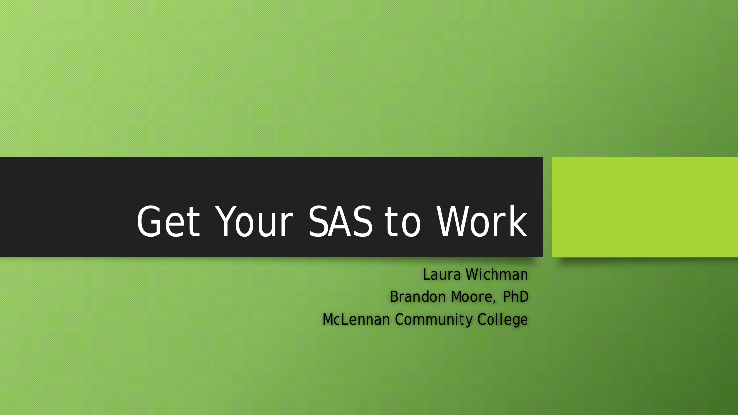# Get Your SAS to Work

Laura Wichman

Brandon Moore, PhD

McLennan Community College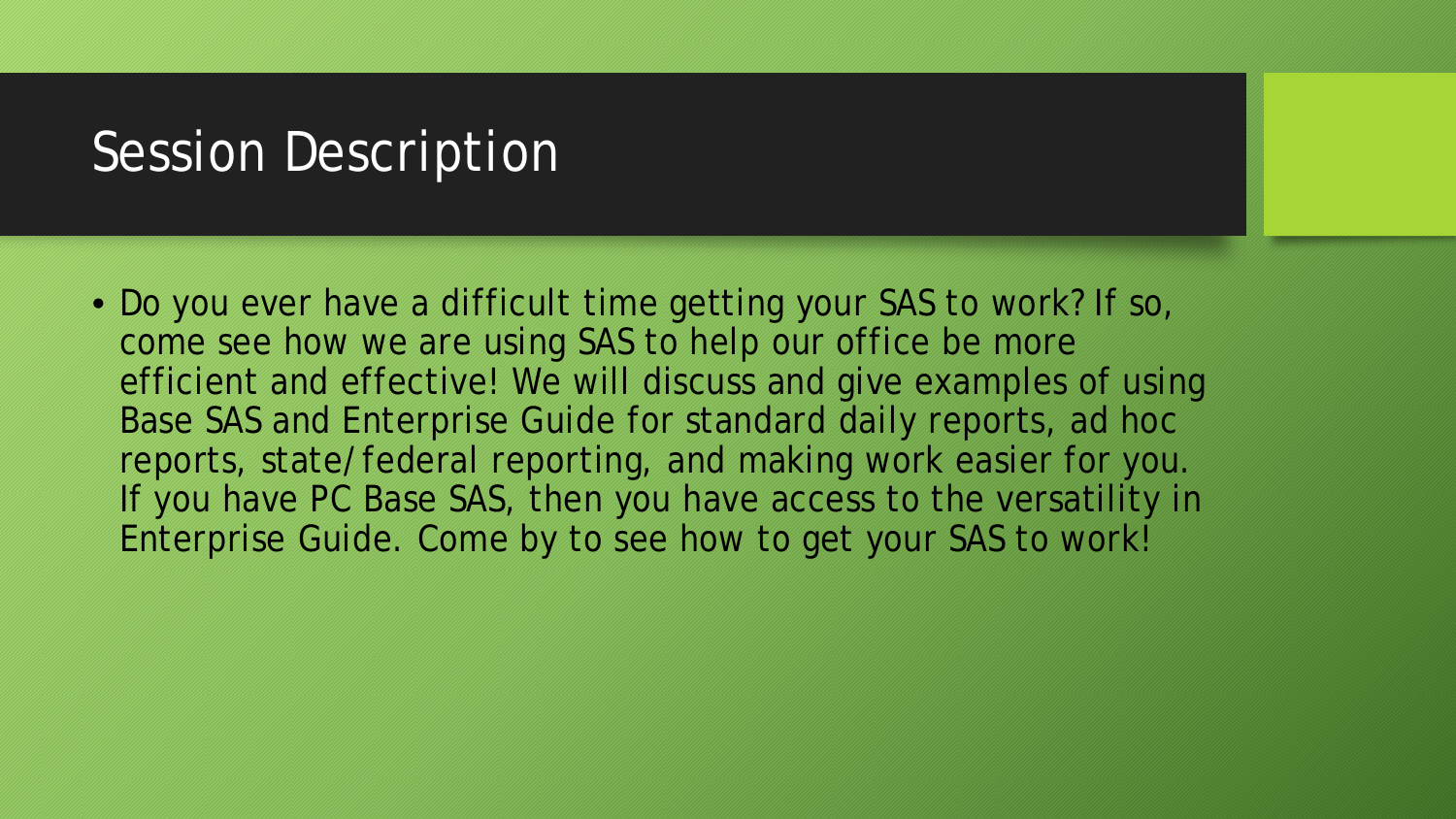# Session Description

- Do you ever have a difficult time getting your SAS to work? If so, come see how we are using SAS to help our office be more efficient and effective! We will discuss and give examples of using Base SAS and Enterprise Guide for standard daily reports, ad hoc reports, state/federal reporting, and making work easier for you. If you have PC Base SAS, then you have access to the versatility in Enterprise Guide. Come by to see how to get your SAS to work!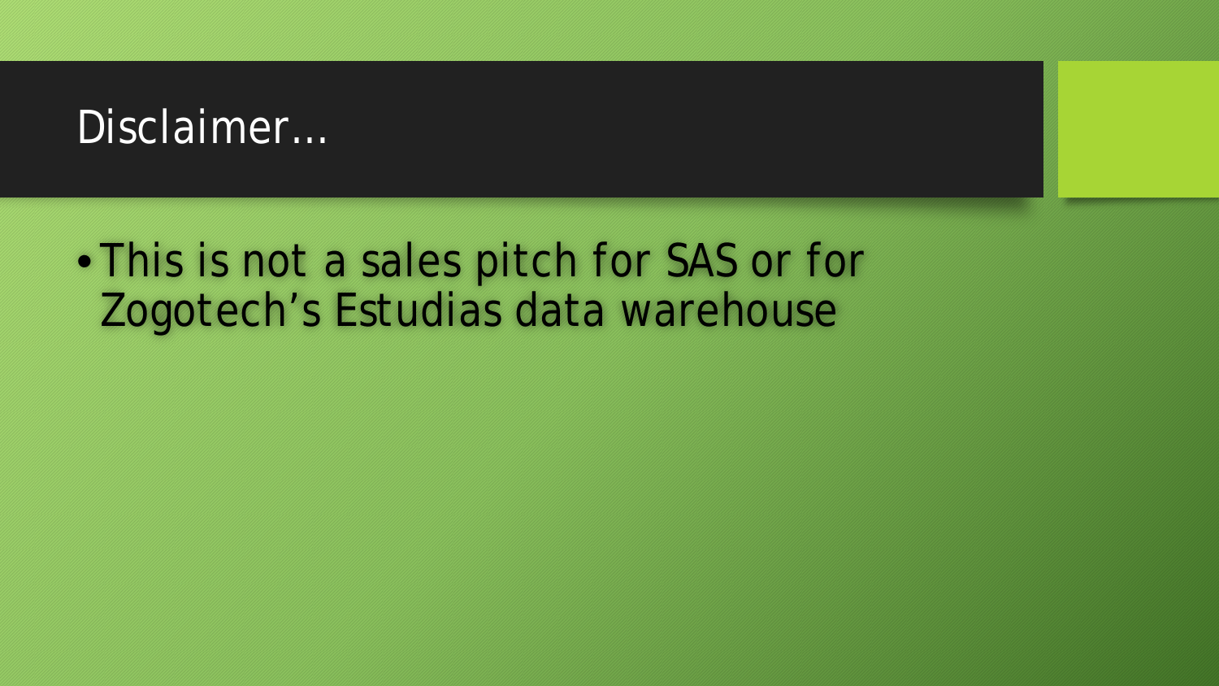# Disclaimer…

- This is not a sales pitch for SAS or for Zogotech’s Estudias data warehouse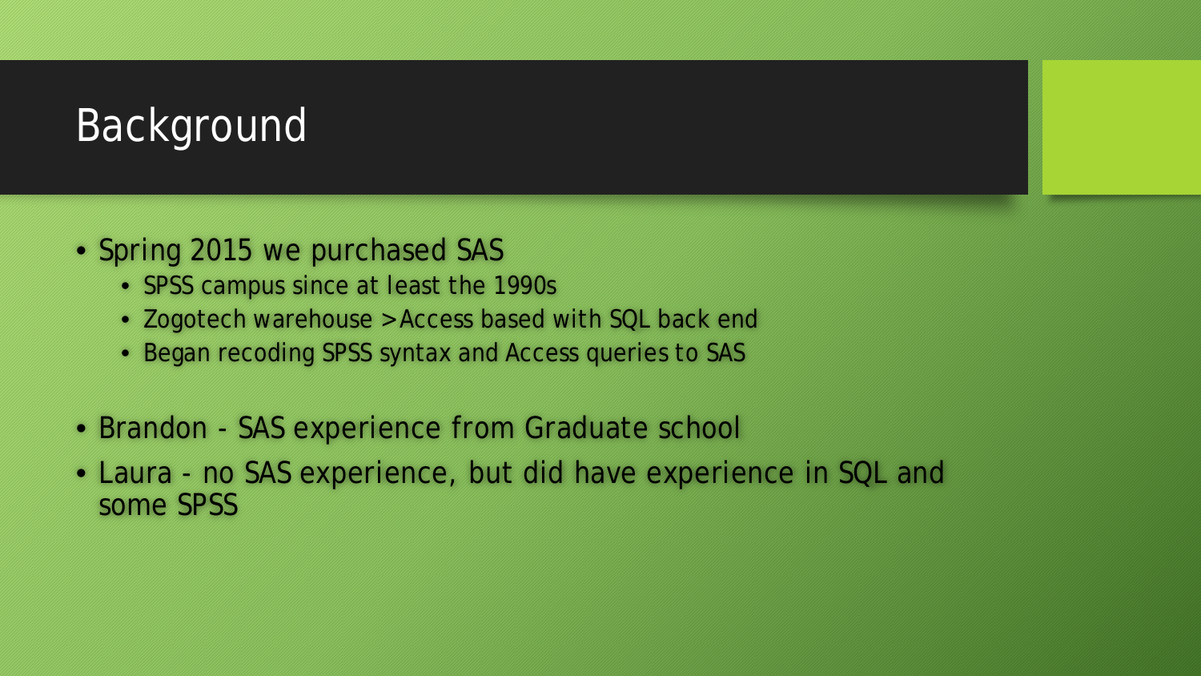# Background

- Spring 2015 we purchased SAS
  - SPSS campus since at least the 1990s
  - Zogotech warehouse >Access based with SQL back end
  - Began recoding SPSS syntax and Access queries to SAS
- Brandon - SAS experience from Graduate school
- Laura - no SAS experience, but did have experience in SQL and some SPSS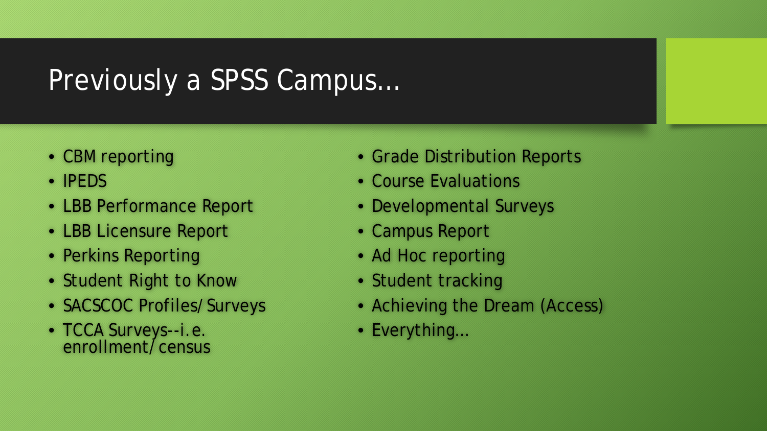# Previously a SPSS Campus…

- CBM reporting
- IPEDS
- LBB Performance Report
- LBB Licensure Report
- Perkins Reporting
- Student Right to Know
- SACSCOC Profiles/Surveys
- TCCA Surveys--i.e. enrollment/census
- Grade Distribution Reports
- Course Evaluations
- Developmental Surveys
- Campus Report
- Ad Hoc reporting
- Student tracking
- Achieving the Dream (Access)
- Everything…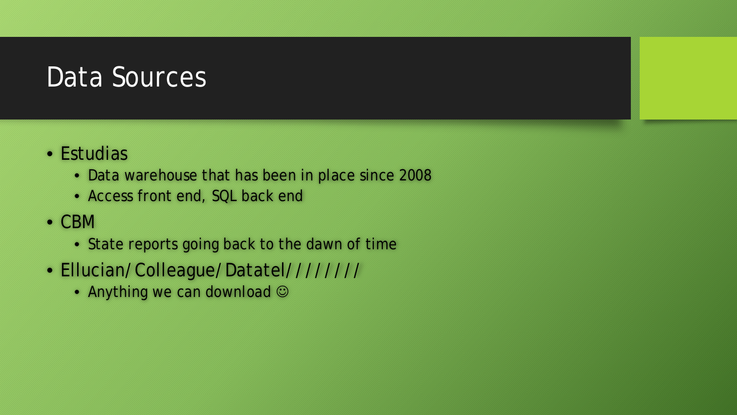# Data Sources

- Estudias
  - Data warehouse that has been in place since 2008
  - Access front end, SQL back end
- CBM
  - State reports going back to the dawn of time
- Ellucian/Colleague/Datatel////////
  - Anything we can download ☺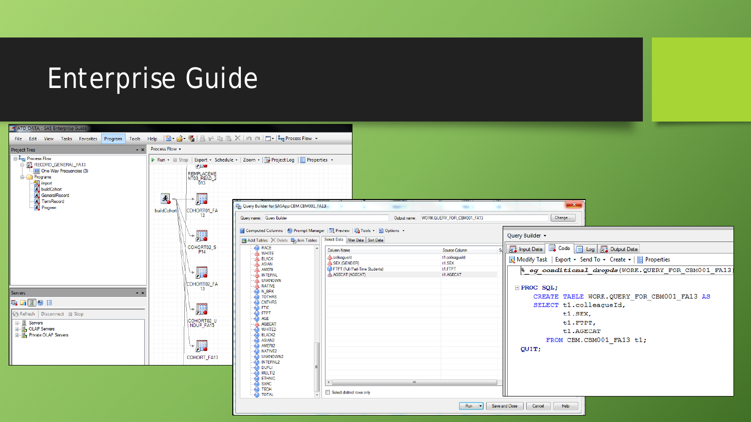# Enterprise Guide

```
%_eg_conditional_dropds(WORK.QUERY_FOR_CBM001_FA13);

PROC SQL;
   CREATE TABLE WORK.QUERY_FOR_CBM001_FA13 AS
   SELECT t1.colleagueId,
          t1.SEX,
          t1.FTPT,
          t1.AGECAT
      FROM CBM.CBM001_FA13 t1;
QUIT;
```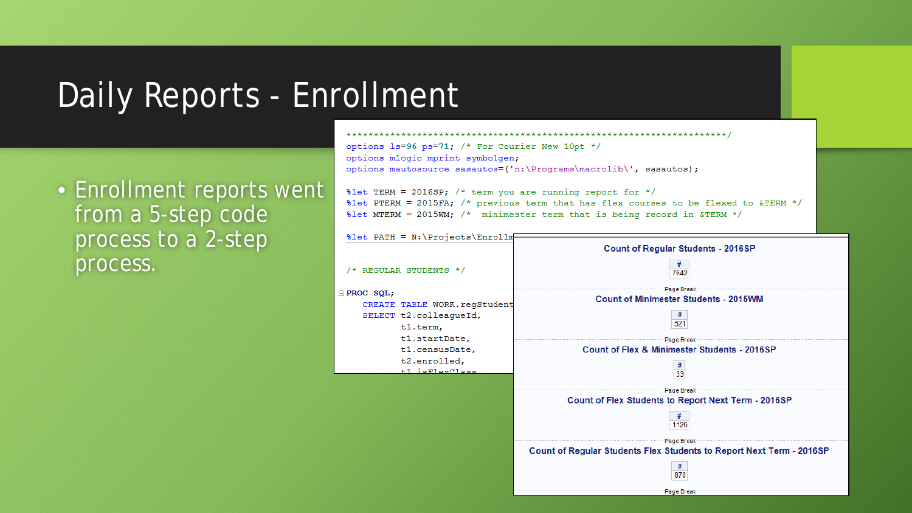# Daily Reports - Enrollment

- Enrollment reports went from a 5-step code process to a 2-step process.

```
*************************************************************************/
options ls=96 ps=71; /* For Courier New 10pt */
options mlogic mprint symbolgen;
options mautosource sasautos=('n:\Programs\macrolib\', sasautos);

%let TERM = 2016SP; /* term you are running report for */
%let PTERM = 2015FA; /* previous term that has flex courses to be flexed to &TERM */
%let MTERM = 2015WM; /*  minimester term that is being record in &TERM */

%let PATH = N:\Projects\Enrollm

/* REGULAR STUDENTS */

PROC SQL;
    CREATE TABLE WORK.regStudent
    SELECT t2.colleagueId,
           t1.term,
           t1.startDate,
           t1.censusDate,
           t2.enrolled,
           t1.isFlexClass
```

**Count of Regular Students - 2016SP**

| # |
|---|
| 7642 |

Page Break

**Count of Minimester Students - 2015WM**

| # |
|---|
| 521 |

Page Break

**Count of Flex & Minimester Students - 2016SP**

| # |
|---|
| 33 |

Page Break

**Count of Flex Students to Report Next Term - 2016SP**

| # |
|---|
| 1126 |

Page Break

**Count of Regular Students Flex Students to Report Next Term - 2016SP**

| # |
|---|
| 870 |

Page Break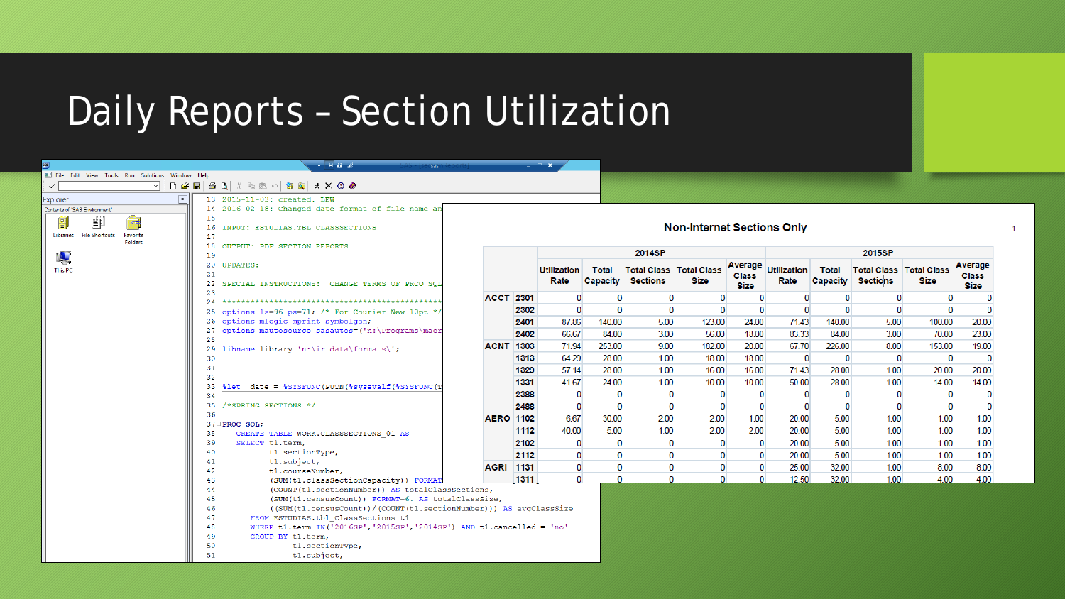# Daily Reports – Section Utilization

```
13  2015-11-03: created. LEW
14  2016-02-18: Changed date format of file name an
15
16  INPUT: ESTUDIAS.TBL_CLASSSECTIONS
17
18  OUTPUT: PDF SECTION REPORTS
19
20  UPDATES:
21
22  SPECIAL INSTRUCTIONS:  CHANGE TERMS OF PRCO SQL
23
24  ****************************************************
25  options ls=96 ps=71; /* For Courier New 10pt */
26  options mlogic mprint symbolgen;
27  options mautosource sasautos=('n:\Programs\macr
28
29  libname library 'n:\ir_data\formats\';
30
31
32
33  %let  date = %SYSFUNC(PUTN(%sysevalf(%SYSFUNC(T
34
35  /*SPRING SECTIONS */
36
37  PROC SQL;
38     CREATE TABLE WORK.CLASSSECTIONS_01 AS
39     SELECT t1.term,
40            t1.sectionType,
41            t1.subject,
42            t1.courseNumber,
43            (SUM(t1.classSectionCapacity)) FORMAT
44            (COUNT(t1.sectionNumber)) AS totalClassSections,
45            (SUM(t1.censusCount)) FORMAT=6. AS totalClassSize,
46            ((SUM(t1.censusCount))/(COUNT(t1.sectionNumber))) AS avgClassSize
47       FROM ESTUDIAS.tbl_ClassSections t1
48       WHERE t1.term IN('2016SP','2015SP','2014SP') AND t1.cancelled = 'no'
49       GROUP BY t1.term,
50                t1.sectionType,
51                t1.subject,
```

**Non-Internet Sections Only**

| | | 2014SP | | | | | 2015SP | | | | |
|---|---|---|---|---|---|---|---|---|---|---|---|
| | | Utilization Rate | Total Capacity | Total Class Sections | Total Class Size | Average Class Size | Utilization Rate | Total Capacity | Total Class Sections | Total Class Size | Average Class Size |
| ACCT | 2301 | 0 | 0 | 0 | 0 | 0 | 0 | 0 | 0 | 0 | 0 |
| | 2302 | 0 | 0 | 0 | 0 | 0 | 0 | 0 | 0 | 0 | 0 |
| | 2401 | 87.86 | 140.00 | 5.00 | 123.00 | 24.00 | 71.43 | 140.00 | 5.00 | 100.00 | 20.00 |
| | 2402 | 66.67 | 84.00 | 3.00 | 56.00 | 18.00 | 83.33 | 84.00 | 3.00 | 70.00 | 23.00 |
| ACNT | 1303 | 71.94 | 253.00 | 9.00 | 182.00 | 20.00 | 67.70 | 226.00 | 8.00 | 153.00 | 19.00 |
| | 1313 | 64.29 | 28.00 | 1.00 | 18.00 | 18.00 | 0 | 0 | 0 | 0 | 0 |
| | 1329 | 57.14 | 28.00 | 1.00 | 16.00 | 16.00 | 71.43 | 28.00 | 1.00 | 20.00 | 20.00 |
| | 1331 | 41.67 | 24.00 | 1.00 | 10.00 | 10.00 | 50.00 | 28.00 | 1.00 | 14.00 | 14.00 |
| | 2388 | 0 | 0 | 0 | 0 | 0 | 0 | 0 | 0 | 0 | 0 |
| | 2488 | 0 | 0 | 0 | 0 | 0 | 0 | 0 | 0 | 0 | 0 |
| AERO | 1102 | 6.67 | 30.00 | 2.00 | 2.00 | 1.00 | 20.00 | 5.00 | 1.00 | 1.00 | 1.00 |
| | 1112 | 40.00 | 5.00 | 1.00 | 2.00 | 2.00 | 20.00 | 5.00 | 1.00 | 1.00 | 1.00 |
| | 2102 | 0 | 0 | 0 | 0 | 0 | 20.00 | 5.00 | 1.00 | 1.00 | 1.00 |
| | 2112 | 0 | 0 | 0 | 0 | 0 | 20.00 | 5.00 | 1.00 | 1.00 | 1.00 |
| AGRI | 1131 | 0 | 0 | 0 | 0 | 0 | 25.00 | 32.00 | 1.00 | 8.00 | 8.00 |
| | 1311 | 0 | 0 | 0 | 0 | 0 | 12.50 | 32.00 | 1.00 | 4.00 | 4.00 |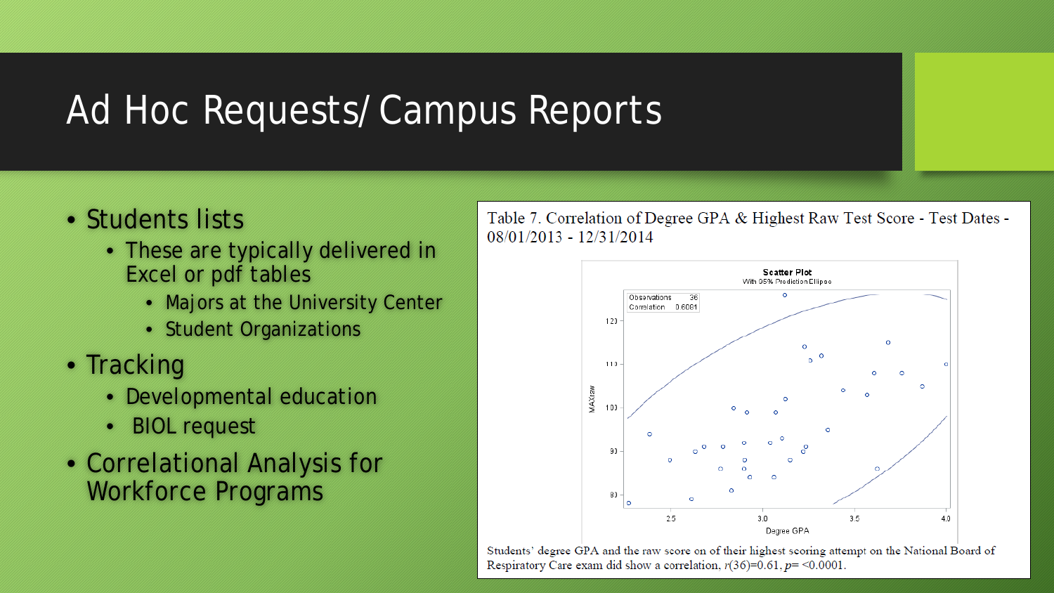# Ad Hoc Requests/ Campus Reports

- Students lists
  - These are typically delivered in Excel or pdf tables
    - Majors at the University Center
    - Student Organizations
- Tracking
  - Developmental education
  - BIOL request
- Correlational Analysis for Workforce Programs

Table 7. Correlation of Degree GPA & Highest Raw Test Score - Test Dates - 08/01/2013 - 12/31/2014

Scatter Plot
With 95% Prediction Ellipse

| Observations | 36 |
|---|---|
| Correlation | 0.6081 |

Students' degree GPA and the raw score on of their highest scoring attempt on the National Board of Respiratory Care exam did show a correlation, $r(36)=0.61$, $p= <0.0001$.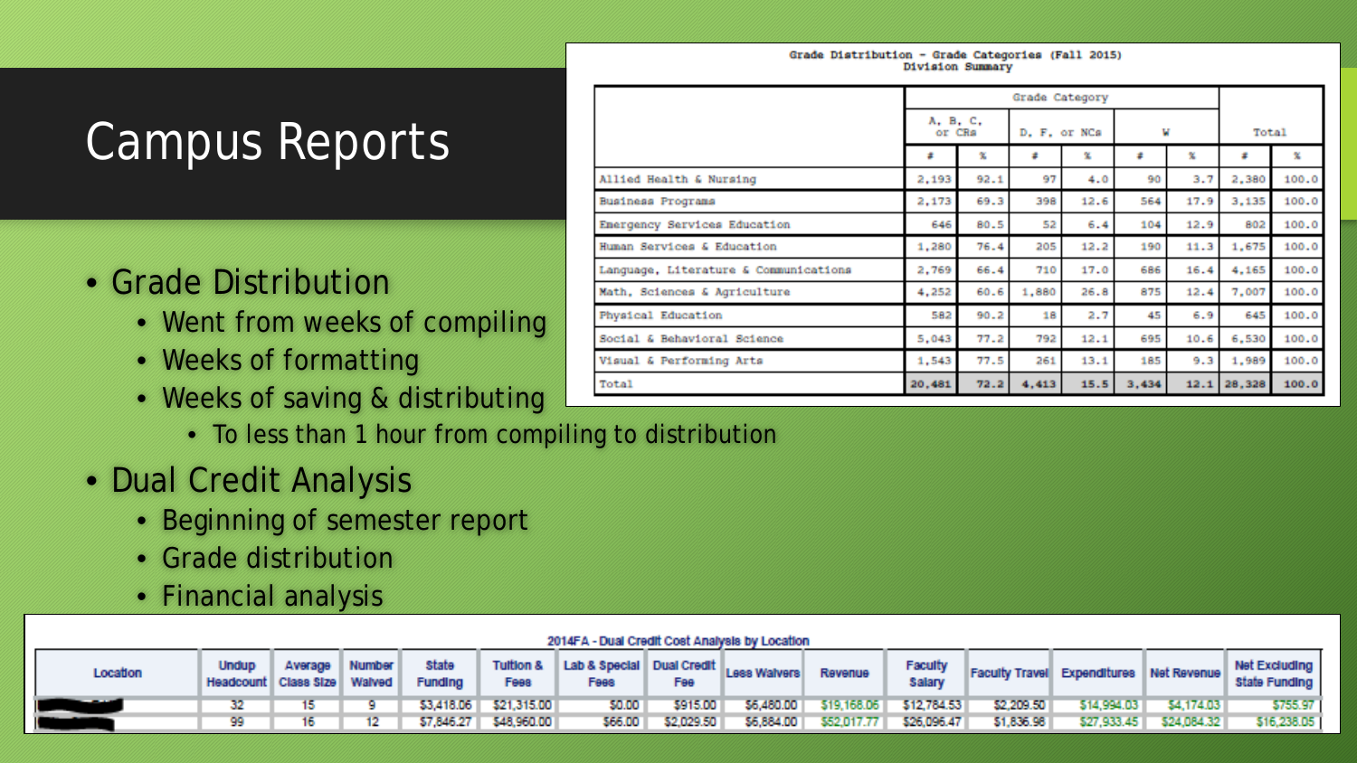# Campus Reports

- Grade Distribution
  - Went from weeks of compiling
  - Weeks of formatting
  - Weeks of saving & distributing
    - To less than 1 hour from compiling to distribution
- Dual Credit Analysis
  - Beginning of semester report
  - Grade distribution
  - Financial analysis

Grade Distribution - Grade Categories (Fall 2015)
Division Summary

| | Grade Category | | | | | | | |
|---|---|---|---|---|---|---|---|---|
| | A, B, C, or CRs | | D, F, or NCs | | W | | Total | |
| | # | % | # | % | # | % | # | % |
| Allied Health & Nursing | 2,193 | 92.1 | 97 | 4.0 | 90 | 3.7 | 2,380 | 100.0 |
| Business Programs | 2,173 | 69.3 | 398 | 12.6 | 564 | 17.9 | 3,135 | 100.0 |
| Emergency Services Education | 646 | 80.5 | 52 | 6.4 | 104 | 12.9 | 802 | 100.0 |
| Human Services & Education | 1,280 | 76.4 | 205 | 12.2 | 190 | 11.3 | 1,675 | 100.0 |
| Language, Literature & Communications | 2,769 | 66.4 | 710 | 17.0 | 686 | 16.4 | 4,165 | 100.0 |
| Math, Sciences & Agriculture | 4,252 | 60.6 | 1,880 | 26.8 | 875 | 12.4 | 7,007 | 100.0 |
| Physical Education | 582 | 90.2 | 18 | 2.7 | 45 | 6.9 | 645 | 100.0 |
| Social & Behavioral Science | 5,043 | 77.2 | 792 | 12.1 | 695 | 10.6 | 6,530 | 100.0 |
| Visual & Performing Arts | 1,543 | 77.5 | 261 | 13.1 | 185 | 9.3 | 1,989 | 100.0 |
| Total | 20,481 | 72.2 | 4,413 | 15.5 | 3,434 | 12.1 | 28,328 | 100.0 |

2014FA - Dual Credit Cost Analysis by Location

| Location | Undup Headcount | Average Class Size | Number Waived | State Funding | Tuition & Fees | Lab & Special Fees | Dual Credit Fee | Less Waivers | Revenue | Faculty Salary | Faculty Travel | Expenditures | Net Revenue | Net Excluding State Funding |
|---|---|---|---|---|---|---|---|---|---|---|---|---|---|---|
| | 32 | 15 | 9 | $3,418.06 | $21,315.00 | $0.00 | $915.00 | $6,480.00 | $19,168.06 | $12,784.53 | $2,209.50 | $14,994.03 | $4,174.03 | $755.97 |
| | 99 | 16 | 12 | $7,846.27 | $48,960.00 | $66.00 | $2,029.50 | $6,884.00 | $52,017.77 | $26,096.47 | $1,836.98 | $27,933.45 | $24,084.32 | $16,238.05 |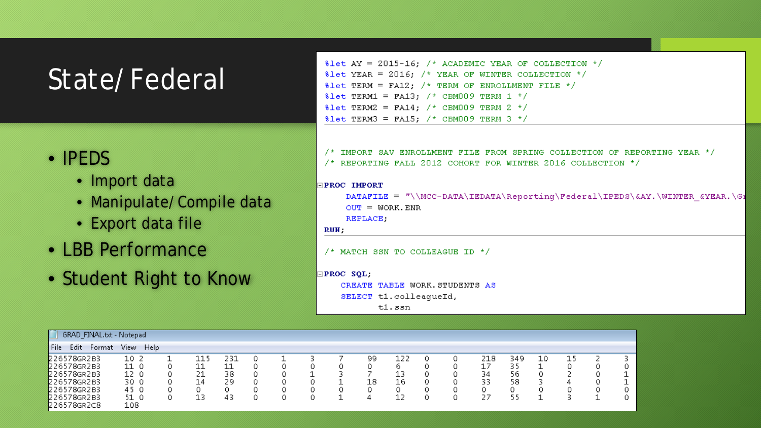# State/ Federal

- IPEDS
  - Import data
  - Manipulate/ Compile data
  - Export data file
- LBB Performance
- Student Right to Know

```
%let AY = 2015-16; /* ACADEMIC YEAR OF COLLECTION */
%let YEAR = 2016; /* YEAR OF WINTER COLLECTION */
%let TERM = FA12; /* TERM OF ENROLLMENT FILE */
%let TERM1 = FA13; /* CBM009 TERM 1 */
%let TERM2 = FA14; /* CBM009 TERM 2 */
%let TERM3 = FA15; /* CBM009 TERM 3 */


/* IMPORT SAV ENROLLMENT FILE FROM SPRING COLLECTION OF REPORTING YEAR */
/* REPORTING FALL 2012 COHORT FOR WINTER 2016 COLLECTION */

PROC IMPORT
    DATAFILE = "\\MCC-DATA\IEDATA\Reporting\Federal\IPEDS\&AY.\WINTER_&YEAR.\Gr
    OUT = WORK.ENR
    REPLACE;
RUN;

/* MATCH SSN TO COLLEAGUE ID */

PROC SQL;
   CREATE TABLE WORK.STUDENTS AS
   SELECT t1.colleagueId,
          t1.ssn
```

GRAD_FINAL.txt - Notepad

File Edit Format View Help

```
226578GR2B3    10 2    1    115  231  0    1    3    7    99   122  0    0    218  349  10   15   2    3
226578GR2B3    11 0    0    11   11   0    0    0    0    0    6    0    0    17   35   1    0    0    0
226578GR2B3    12 0    0    21   38   0    0    1    3    7    13   0    0    34   56   0    2    0    1
226578GR2B3    30 0    0    14   29   0    0    0    1    18   16   0    0    33   58   3    4    0    1
226578GR2B3    45 0    0    0    0    0    0    0    0    0    0    0    0    0    0    0    0    0    0
226578GR2B3    51 0    0    13   43   0    0    0    1    4    12   0    0    27   55   1    3    1    0
226578GR2C8    108
```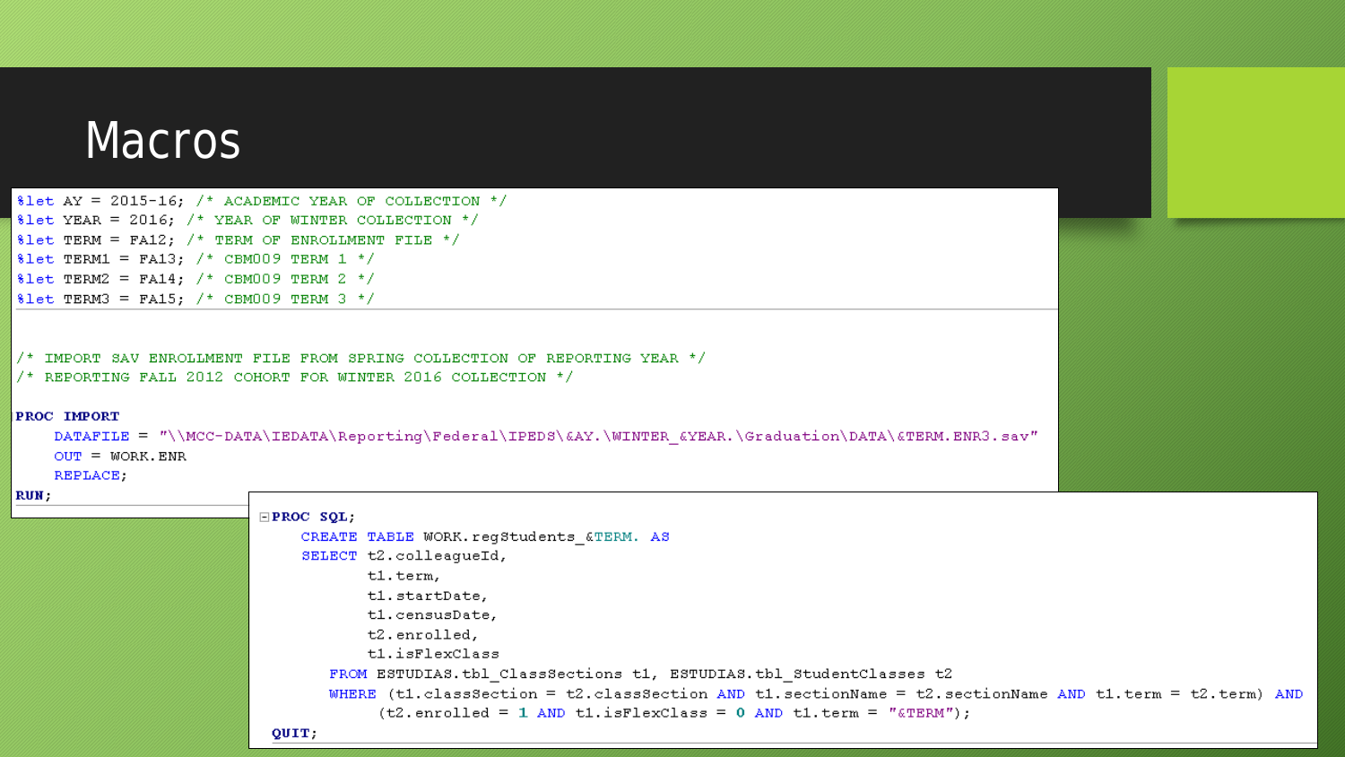# Macros

```
%let AY = 2015-16; /* ACADEMIC YEAR OF COLLECTION */
%let YEAR = 2016; /* YEAR OF WINTER COLLECTION */
%let TERM = FA12; /* TERM OF ENROLLMENT FILE */
%let TERM1 = FA13; /* CBM009 TERM 1 */
%let TERM2 = FA14; /* CBM009 TERM 2 */
%let TERM3 = FA15; /* CBM009 TERM 3 */
```

```
/* IMPORT SAV ENROLLMENT FILE FROM SPRING COLLECTION OF REPORTING YEAR */
/* REPORTING FALL 2012 COHORT FOR WINTER 2016 COLLECTION */

PROC IMPORT
    DATAFILE = "\\MCC-DATA\IEDATA\Reporting\Federal\IPEDS\&AY.\WINTER_&YEAR.\Graduation\DATA\&TERM.ENR3.sav"
    OUT = WORK.ENR
    REPLACE;
RUN;
```

```
PROC SQL;
    CREATE TABLE WORK.regStudents_&TERM. AS
    SELECT t2.colleagueId,
           t1.term,
           t1.startDate,
           t1.censusDate,
           t2.enrolled,
           t1.isFlexClass
      FROM ESTUDIAS.tbl_ClassSections t1, ESTUDIAS.tbl_StudentClasses t2
      WHERE (t1.classSection = t2.classSection AND t1.sectionName = t2.sectionName AND t1.term = t2.term) AND
            (t2.enrolled = 1 AND t1.isFlexClass = 0 AND t1.term = "&TERM");
QUIT;
```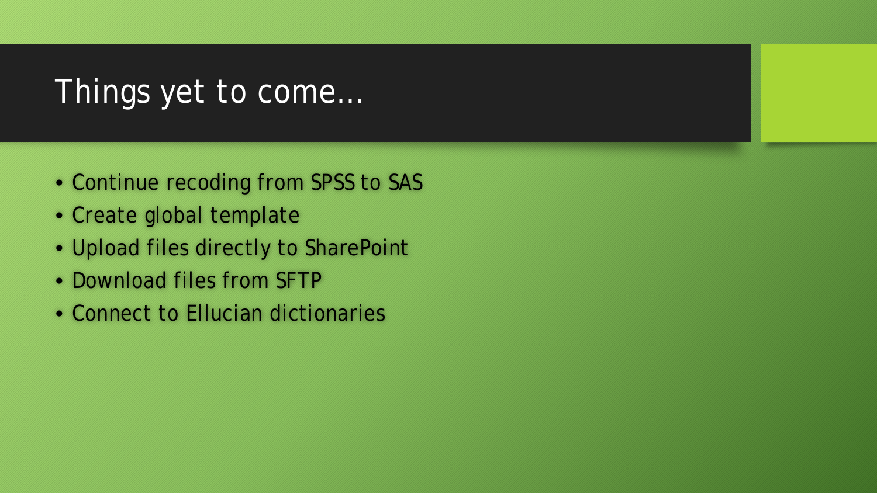# Things yet to come…

- Continue recoding from SPSS to SAS
- Create global template
- Upload files directly to SharePoint
- Download files from SFTP
- Connect to Ellucian dictionaries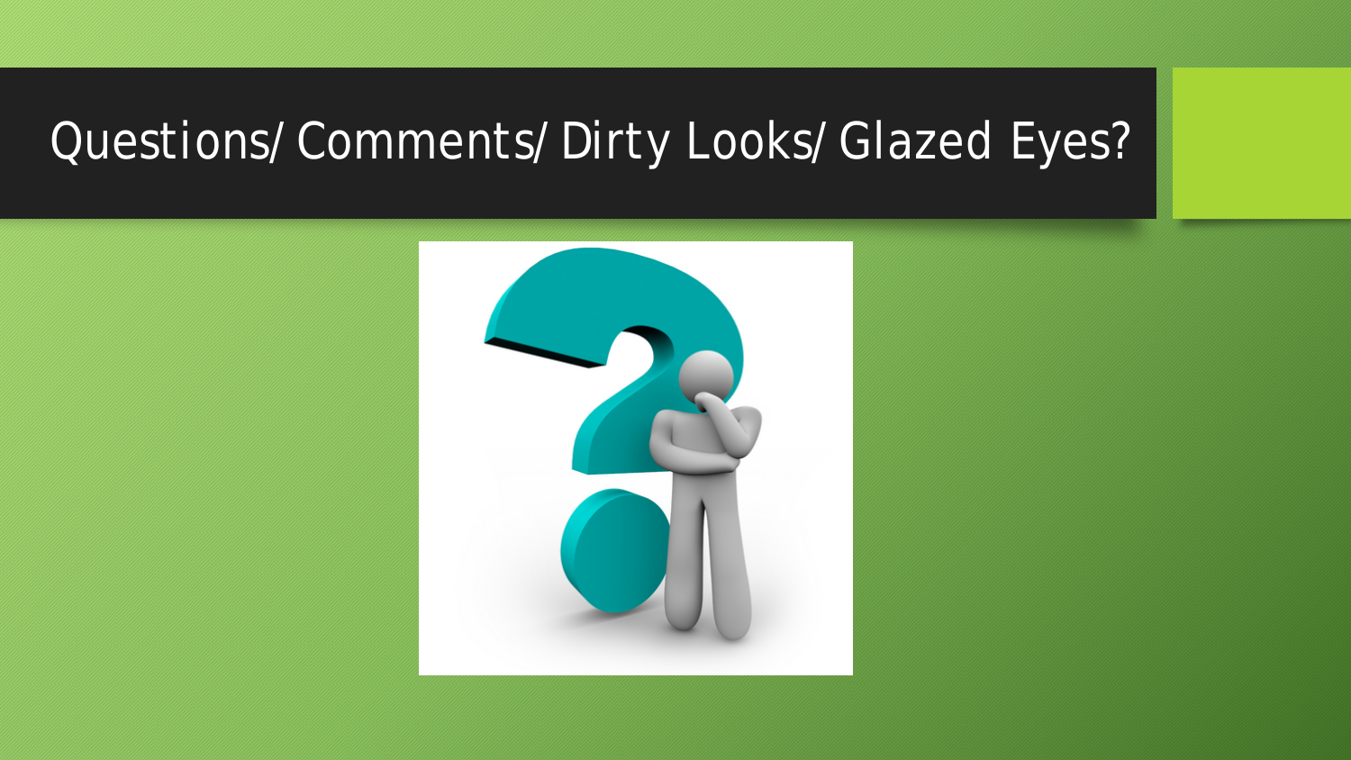# Questions/ Comments/ Dirty Looks/ Glazed Eyes?